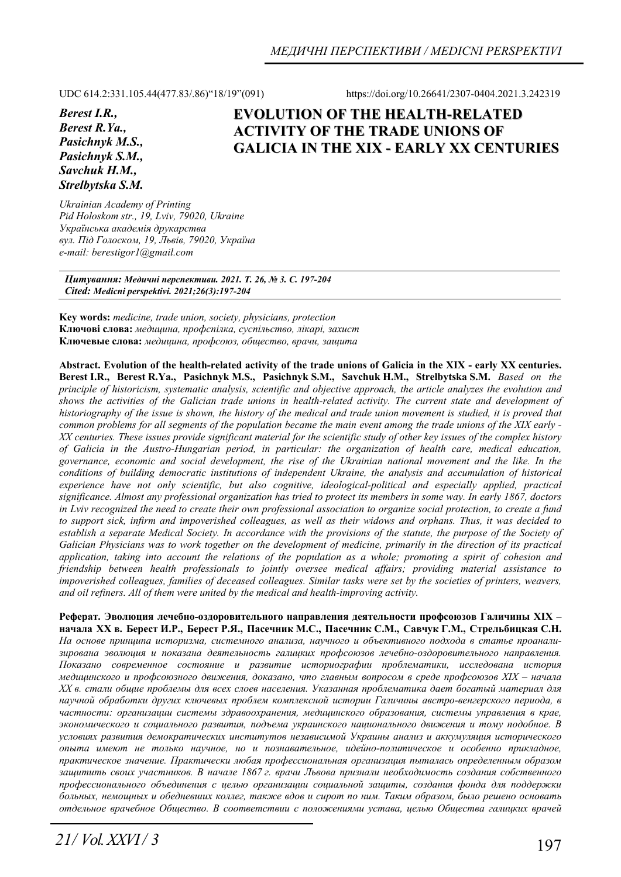UDC 614.2:331.105.44(477.83/.86)“18/19”(091)

https://doi.org/10.26641/2307-0404.2021.3.242319

***Berest I.R., Berest R.Ya., Pasichnyk M.S., Pasichnyk S.M., Savchuk H.M., Strelbytska S.M.***

# EVOLUTION OF THE HEALTH-RELATED ACTIVITY OF THE TRADE UNIONS OF GALICIA IN THE XIX - EARLY XX CENTURIES

*Ukrainian Academy of Printing*
*Pid Holoskom str., 19, Lviv, 79020, Ukraine*
*Українська академія друкарства*
*вул. Під Голоском, 19, Львів, 79020, Україна*
*e-mail: berestigor1@gmail.com*

***Цитування: Медичні перспективи. 2021. Т. 26, № 3. С. 197-204***
***Cited: Medicni perspektivi. 2021;26(3):197-204***

**Key words:** *medicine, trade union, society, physicians, protection*
**Ключові слова:** *медицина, профспілка, суспільство, лікарі, захист*
**Ключевые слова:** *медицина, профсоюз, общество, врачи, защита*

**Abstract. Evolution of the health-related activity of the trade unions of Galicia in the XIX - early XX centuries. Berest I.R., Berest R.Ya., Pasichnyk M.S., Pasichnyk S.M., Savchuk H.M., Strelbytska S.M.** *Based on the principle of historicism, systematic analysis, scientific and objective approach, the article analyzes the evolution and shows the activities of the Galician trade unions in health-related activity. The current state and development of historiography of the issue is shown, the history of the medical and trade union movement is studied, it is proved that common problems for all segments of the population became the main event among the trade unions of the XIX early - XX centuries. These issues provide significant material for the scientific study of other key issues of the complex history of Galicia in the Austro-Hungarian period, in particular: the organization of health care, medical education, governance, economic and social development, the rise of the Ukrainian national movement and the like. In the conditions of building democratic institutions of independent Ukraine, the analysis and accumulation of historical experience have not only scientific, but also cognitive, ideological-political and especially applied, practical significance. Almost any professional organization has tried to protect its members in some way. In early 1867, doctors in Lviv recognized the need to create their own professional association to organize social protection, to create a fund to support sick, infirm and impoverished colleagues, as well as their widows and orphans. Thus, it was decided to establish a separate Medical Society. In accordance with the provisions of the statute, the purpose of the Society of Galician Physicians was to work together on the development of medicine, primarily in the direction of its practical application, taking into account the relations of the population as a whole; promoting a spirit of cohesion and friendship between health professionals to jointly oversee medical affairs; providing material assistance to impoverished colleagues, families of deceased colleagues. Similar tasks were set by the societies of printers, weavers, and oil refiners. All of them were united by the medical and health-improving activity.*

**Реферат. Эволюция лечебно-оздоровительного направления деятельности профсоюзов Галичины XIX – начала XX в. Берест И.Р., Берест Р.Я., Пасечник М.С., Пасечник С.М., Савчук Г.М., Стрельбицкая С.Н.** *На основе принципа историзма, системного анализа, научного и объективного подхода в статье проанализирована эволюция и показана деятельность галицких профсоюзов лечебно-оздоровительного направления. Показано современное состояние и развитие историографии проблематики, исследована история медицинского и профсоюзного движения, доказано, что главным вопросом в среде профсоюзов XIX – начала XX в. стали общие проблемы для всех слоев населения. Указанная проблематика дает богатый материал для научной обработки других ключевых проблем комплексной истории Галичины австро-венгерского периода, в частности: организации системы здравоохранения, медицинского образования, системы управления в крае, экономического и социального развития, подъема украинского национального движения и тому подобное. В условиях развития демократических институтов независимой Украины анализ и аккумуляция исторического опыта имеют не только научное, но и познавательное, идейно-политическое и особенно прикладное, практическое значение. Практически любая профессиональная организация пыталась определенным образом защитить своих участников. В начале 1867 г. врачи Львова признали необходимость создания собственного профессионального объединения с целью организации социальной защиты, создания фонда для поддержки больных, немощных и обедневших коллег, также вдов и сирот по ним. Таким образом, было решено основать отдельное врачебное Общество. В соответствии с положениями устава, целью Общества галицких врачей*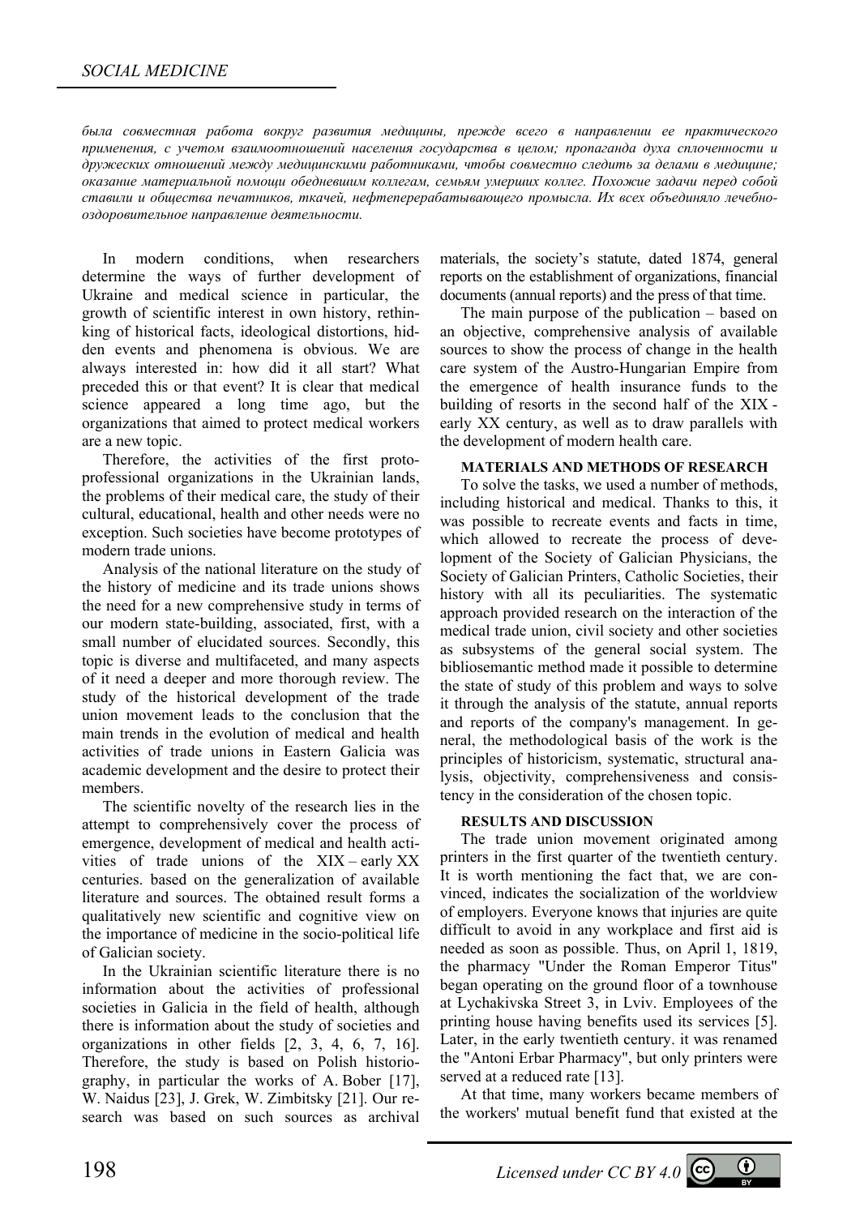*была совместная работа вокруг развития медицины, прежде всего в направлении ее практического применения, с учетом взаимоотношений населения государства в целом; пропаганда духа сплоченности и дружеских отношений между медицинскими работниками, чтобы совместно следить за делами в медицине; оказание материальной помощи обедневшим коллегам, семьям умерших коллег. Похожие задачи перед собой ставили и общества печатников, ткачей, нефтеперерабатывающего промысла. Их всех объединяло лечебно-оздоровительное направление деятельности.*

In modern conditions, when researchers determine the ways of further development of Ukraine and medical science in particular, the growth of scientific interest in own history, rethinking of historical facts, ideological distortions, hidden events and phenomena is obvious. We are always interested in: how did it all start? What preceded this or that event? It is clear that medical science appeared a long time ago, but the organizations that aimed to protect medical workers are a new topic.

Therefore, the activities of the first proto-professional organizations in the Ukrainian lands, the problems of their medical care, the study of their cultural, educational, health and other needs were no exception. Such societies have become prototypes of modern trade unions.

Analysis of the national literature on the study of the history of medicine and its trade unions shows the need for a new comprehensive study in terms of our modern state-building, associated, first, with a small number of elucidated sources. Secondly, this topic is diverse and multifaceted, and many aspects of it need a deeper and more thorough review. The study of the historical development of the trade union movement leads to the conclusion that the main trends in the evolution of medical and health activities of trade unions in Eastern Galicia was academic development and the desire to protect their members.

The scientific novelty of the research lies in the attempt to comprehensively cover the process of emergence, development of medical and health activities of trade unions of the XIX – early XX centuries. based on the generalization of available literature and sources. The obtained result forms a qualitatively new scientific and cognitive view on the importance of medicine in the socio-political life of Galician society.

In the Ukrainian scientific literature there is no information about the activities of professional societies in Galicia in the field of health, although there is information about the study of societies and organizations in other fields [2, 3, 4, 6, 7, 16]. Therefore, the study is based on Polish historiography, in particular the works of A. Bober [17], W. Naidus [23], J. Grek, W. Zimbitsky [21]. Our research was based on such sources as archival materials, the society's statute, dated 1874, general reports on the establishment of organizations, financial documents (annual reports) and the press of that time.

The main purpose of the publication – based on an objective, comprehensive analysis of available sources to show the process of change in the health care system of the Austro-Hungarian Empire from the emergence of health insurance funds to the building of resorts in the second half of the XIX - early XX century, as well as to draw parallels with the development of modern health care.

**MATERIALS AND METHODS OF RESEARCH**

To solve the tasks, we used a number of methods, including historical and medical. Thanks to this, it was possible to recreate events and facts in time, which allowed to recreate the process of development of the Society of Galician Physicians, the Society of Galician Printers, Catholic Societies, their history with all its peculiarities. The systematic approach provided research on the interaction of the medical trade union, civil society and other societies as subsystems of the general social system. The bibliosemantic method made it possible to determine the state of study of this problem and ways to solve it through the analysis of the statute, annual reports and reports of the company's management. In general, the methodological basis of the work is the principles of historicism, systematic, structural analysis, objectivity, comprehensiveness and consistency in the consideration of the chosen topic.

**RESULTS AND DISCUSSION**

The trade union movement originated among printers in the first quarter of the twentieth century. It is worth mentioning the fact that, we are convinced, indicates the socialization of the worldview of employers. Everyone knows that injuries are quite difficult to avoid in any workplace and first aid is needed as soon as possible. Thus, on April 1, 1819, the pharmacy "Under the Roman Emperor Titus" began operating on the ground floor of a townhouse at Lychakivska Street 3, in Lviv. Employees of the printing house having benefits used its services [5]. Later, in the early twentieth century. it was renamed the "Antoni Erbar Pharmacy", but only printers were served at a reduced rate [13].

At that time, many workers became members of the workers' mutual benefit fund that existed at the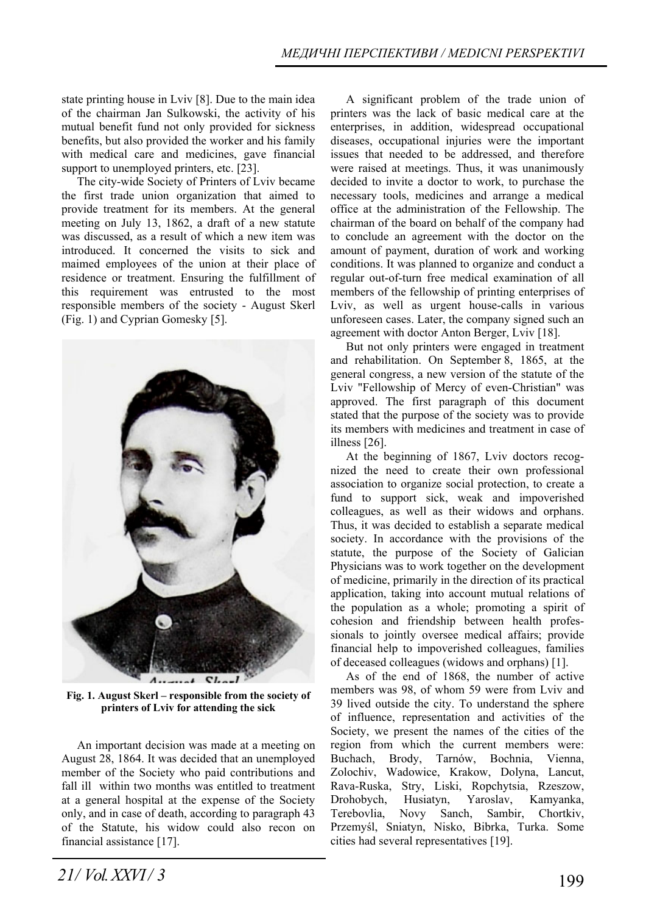state printing house in Lviv [8]. Due to the main idea of the chairman Jan Sulkowski, the activity of his mutual benefit fund not only provided for sickness benefits, but also provided the worker and his family with medical care and medicines, gave financial support to unemployed printers, etc. [23].

The city-wide Society of Printers of Lviv became the first trade union organization that aimed to provide treatment for its members. At the general meeting on July 13, 1862, a draft of a new statute was discussed, as a result of which a new item was introduced. It concerned the visits to sick and maimed employees of the union at their place of residence or treatment. Ensuring the fulfillment of this requirement was entrusted to the most responsible members of the society - August Skerl (Fig. 1) and Cyprian Gomesky [5].

**Fig. 1. August Skerl – responsible from the society of printers of Lviv for attending the sick**

An important decision was made at a meeting on August 28, 1864. It was decided that an unemployed member of the Society who paid contributions and fall ill within two months was entitled to treatment at a general hospital at the expense of the Society only, and in case of death, according to paragraph 43 of the Statute, his widow could also recon on financial assistance [17].

A significant problem of the trade union of printers was the lack of basic medical care at the enterprises, in addition, widespread occupational diseases, occupational injuries were the important issues that needed to be addressed, and therefore were raised at meetings. Thus, it was unanimously decided to invite a doctor to work, to purchase the necessary tools, medicines and arrange a medical office at the administration of the Fellowship. The chairman of the board on behalf of the company had to conclude an agreement with the doctor on the amount of payment, duration of work and working conditions. It was planned to organize and conduct a regular out-of-turn free medical examination of all members of the fellowship of printing enterprises of Lviv, as well as urgent house-calls in various unforeseen cases. Later, the company signed such an agreement with doctor Anton Berger, Lviv [18].

But not only printers were engaged in treatment and rehabilitation. On September 8, 1865, at the general congress, a new version of the statute of the Lviv "Fellowship of Mercy of even-Christian" was approved. The first paragraph of this document stated that the purpose of the society was to provide its members with medicines and treatment in case of illness [26].

At the beginning of 1867, Lviv doctors recognized the need to create their own professional association to organize social protection, to create a fund to support sick, weak and impoverished colleagues, as well as their widows and orphans. Thus, it was decided to establish a separate medical society. In accordance with the provisions of the statute, the purpose of the Society of Galician Physicians was to work together on the development of medicine, primarily in the direction of its practical application, taking into account mutual relations of the population as a whole; promoting a spirit of cohesion and friendship between health professionals to jointly oversee medical affairs; provide financial help to impoverished colleagues, families of deceased colleagues (widows and orphans) [1].

As of the end of 1868, the number of active members was 98, of whom 59 were from Lviv and 39 lived outside the city. To understand the sphere of influence, representation and activities of the Society, we present the names of the cities of the region from which the current members were: Buchach, Brody, Tarnów, Bochnia, Vienna, Zolochiv, Wadowice, Krakow, Dolyna, Lancut, Rava-Ruska, Stry, Liski, Ropchytsia, Rzeszow, Drohobych, Husiatyn, Yaroslav, Kamyanka, Terebovlia, Novy Sanch, Sambir, Chortkiv, Przemyśl, Sniatyn, Nisko, Bibrka, Turka. Some cities had several representatives [19].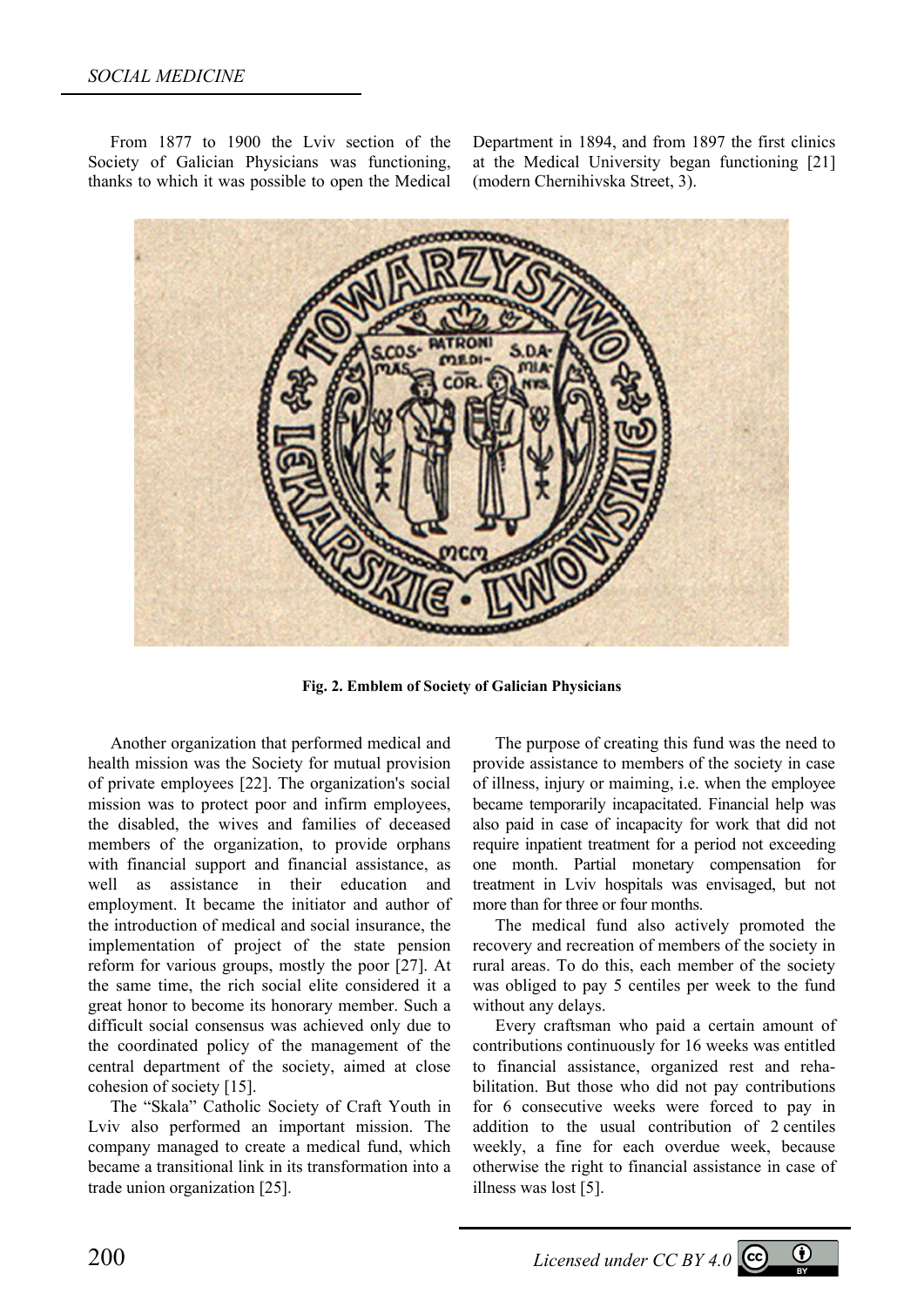From 1877 to 1900 the Lviv section of the Society of Galician Physicians was functioning, thanks to which it was possible to open the Medical Department in 1894, and from 1897 the first clinics at the Medical University began functioning [21] (modern Chernihivska Street, 3).

**Fig. 2. Emblem of Society of Galician Physicians**

Another organization that performed medical and health mission was the Society for mutual provision of private employees [22]. The organization's social mission was to protect poor and infirm employees, the disabled, the wives and families of deceased members of the organization, to provide orphans with financial support and financial assistance, as well as assistance in their education and employment. It became the initiator and author of the introduction of medical and social insurance, the implementation of project of the state pension reform for various groups, mostly the poor [27]. At the same time, the rich social elite considered it a great honor to become its honorary member. Such a difficult social consensus was achieved only due to the coordinated policy of the management of the central department of the society, aimed at close cohesion of society [15].

The "Skala" Catholic Society of Craft Youth in Lviv also performed an important mission. The company managed to create a medical fund, which became a transitional link in its transformation into a trade union organization [25].

The purpose of creating this fund was the need to provide assistance to members of the society in case of illness, injury or maiming, i.e. when the employee became temporarily incapacitated. Financial help was also paid in case of incapacity for work that did not require inpatient treatment for a period not exceeding one month. Partial monetary compensation for treatment in Lviv hospitals was envisaged, but not more than for three or four months.

The medical fund also actively promoted the recovery and recreation of members of the society in rural areas. To do this, each member of the society was obliged to pay 5 centiles per week to the fund without any delays.

Every craftsman who paid a certain amount of contributions continuously for 16 weeks was entitled to financial assistance, organized rest and rehabilitation. But those who did not pay contributions for 6 consecutive weeks were forced to pay in addition to the usual contribution of 2 centiles weekly, a fine for each overdue week, because otherwise the right to financial assistance in case of illness was lost [5].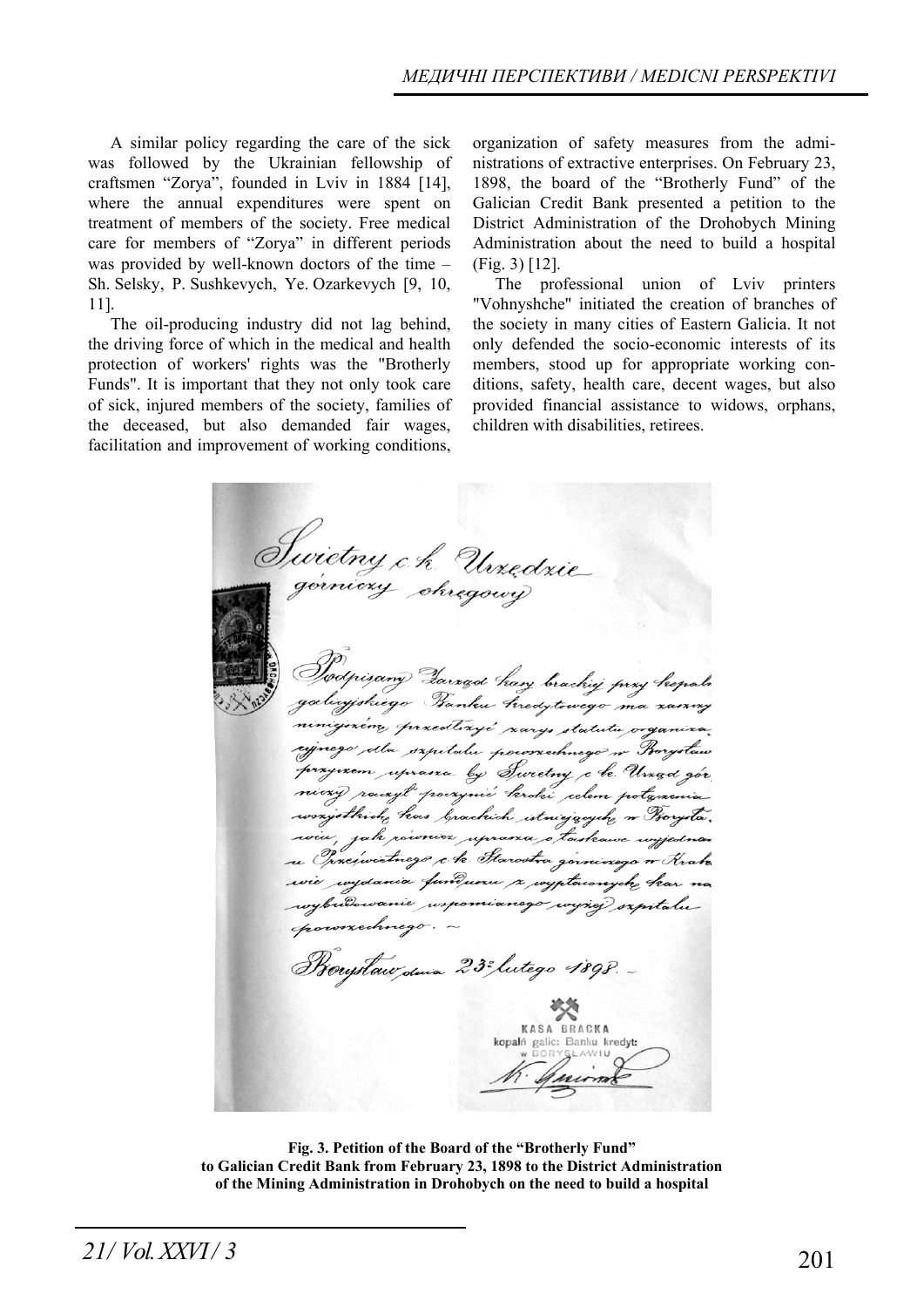A similar policy regarding the care of the sick was followed by the Ukrainian fellowship of craftsmen "Zorya", founded in Lviv in 1884 [14], where the annual expenditures were spent on treatment of members of the society. Free medical care for members of "Zorya" in different periods was provided by well-known doctors of the time – Sh. Selsky, P. Sushkevych, Ye. Ozarkevych [9, 10, 11].

The oil-producing industry did not lag behind, the driving force of which in the medical and health protection of workers' rights was the "Brotherly Funds". It is important that they not only took care of sick, injured members of the society, families of the deceased, but also demanded fair wages, facilitation and improvement of working conditions, organization of safety measures from the administrations of extractive enterprises. On February 23, 1898, the board of the "Brotherly Fund" of the Galician Credit Bank presented a petition to the District Administration of the Drohobych Mining Administration about the need to build a hospital (Fig. 3) [12].

The professional union of Lviv printers "Vohnyshche" initiated the creation of branches of the society in many cities of Eastern Galicia. It not only defended the socio-economic interests of its members, stood up for appropriate working conditions, safety, health care, decent wages, but also provided financial assistance to widows, orphans, children with disabilities, retirees.

**Fig. 3. Petition of the Board of the "Brotherly Fund" to Galician Credit Bank from February 23, 1898 to the District Administration of the Mining Administration in Drohobych on the need to build a hospital**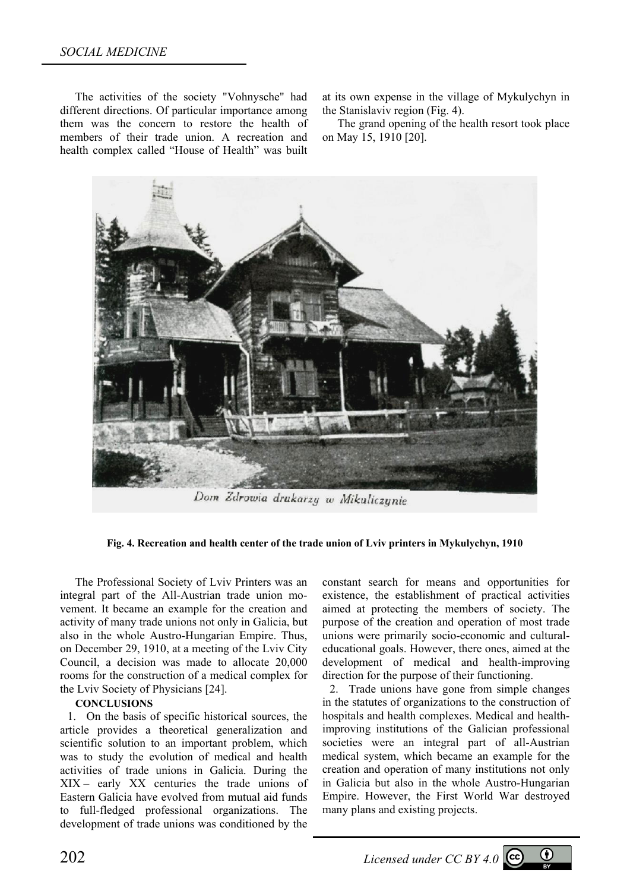The activities of the society "Vohnysche" had different directions. Of particular importance among them was the concern to restore the health of members of their trade union. A recreation and health complex called "House of Health" was built at its own expense in the village of Mykulychyn in the Stanislaviv region (Fig. 4).

The grand opening of the health resort took place on May 15, 1910 [20].

Dom Zdrowia drukarzy w Mikuliczynie

**Fig. 4. Recreation and health center of the trade union of Lviv printers in Mykulychyn, 1910**

The Professional Society of Lviv Printers was an integral part of the All-Austrian trade union movement. It became an example for the creation and activity of many trade unions not only in Galicia, but also in the whole Austro-Hungarian Empire. Thus, on December 29, 1910, at a meeting of the Lviv City Council, a decision was made to allocate 20,000 rooms for the construction of a medical complex for the Lviv Society of Physicians [24].

**CONCLUSIONS**

1. On the basis of specific historical sources, the article provides a theoretical generalization and scientific solution to an important problem, which was to study the evolution of medical and health activities of trade unions in Galicia. During the XIX – early XX centuries the trade unions of Eastern Galicia have evolved from mutual aid funds to full-fledged professional organizations. The development of trade unions was conditioned by the constant search for means and opportunities for existence, the establishment of practical activities aimed at protecting the members of society. The purpose of the creation and operation of most trade unions were primarily socio-economic and cultural-educational goals. However, there ones, aimed at the development of medical and health-improving direction for the purpose of their functioning.
2. Trade unions have gone from simple changes in the statutes of organizations to the construction of hospitals and health complexes. Medical and health-improving institutions of the Galician professional societies were an integral part of all-Austrian medical system, which became an example for the creation and operation of many institutions not only in Galicia but also in the whole Austro-Hungarian Empire. However, the First World War destroyed many plans and existing projects.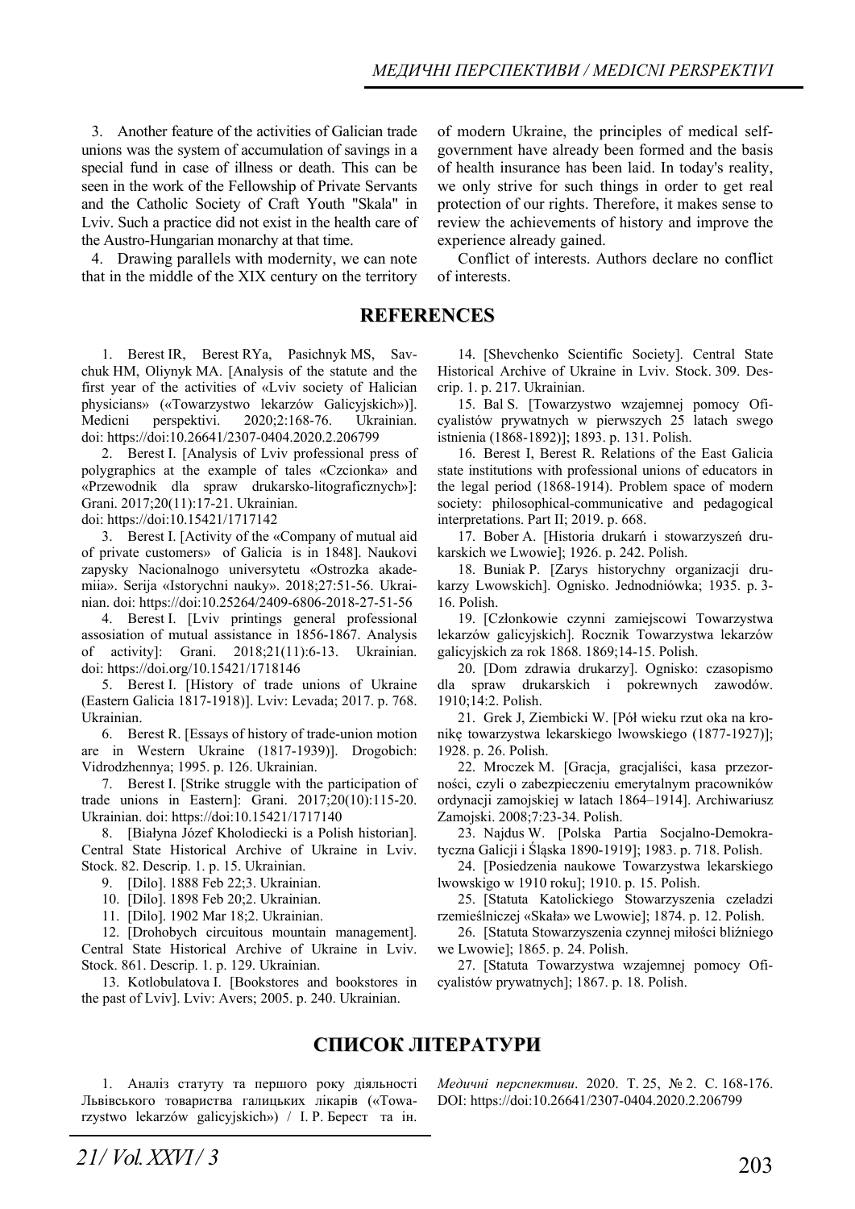3. Another feature of the activities of Galician trade unions was the system of accumulation of savings in a special fund in case of illness or death. This can be seen in the work of the Fellowship of Private Servants and the Catholic Society of Craft Youth "Skala" in Lviv. Such a practice did not exist in the health care of the Austro-Hungarian monarchy at that time.

4. Drawing parallels with modernity, we can note that in the middle of the XIX century on the territory of modern Ukraine, the principles of medical self-government have already been formed and the basis of health insurance has been laid. In today's reality, we only strive for such things in order to get real protection of our rights. Therefore, it makes sense to review the achievements of history and improve the experience already gained.

Conflict of interests. Authors declare no conflict of interests.

## REFERENCES

1. Berest IR, Berest RYa, Pasichnyk MS, Savchuk HM, Oliynyk MA. [Analysis of the statute and the first year of the activities of «Lviv society of Halician physicians» («Towarzystwo lekarzów Galicyjskich»)]. Medicni perspektivi. 2020;2:168-76. Ukrainian. doi: https://doi:10.26641/2307-0404.2020.2.206799
2. Berest I. [Analysis of Lviv professional press of polygraphics at the example of tales «Czcionka» and «Przewodnik dla spraw drukarsko-litograficznych»]: Grani. 2017;20(11):17-21. Ukrainian. doi: https://doi:10.15421/1717142
3. Berest I. [Activity of the «Company of mutual aid of private customers» of Galicia is in 1848]. Naukovi zapysky Nacionalnogo universytetu «Ostrozka akademiia». Serija «Istorychni nauky». 2018;27:51-56. Ukrainian. doi: https://doi:10.25264/2409-6806-2018-27-51-56
4. Berest I. [Lviv printings general professional assosiation of mutual assistance in 1856-1867. Analysis of activity]: Grani. 2018;21(11):6-13. Ukrainian. doi: https://doi.org/10.15421/1718146
5. Berest I. [History of trade unions of Ukraine (Eastern Galicia 1817-1918)]. Lviv: Levada; 2017. p. 768. Ukrainian.
6. Berest R. [Essays of history of trade-union motion are in Western Ukraine (1817-1939)]. Drogobich: Vidrodzhennya; 1995. p. 126. Ukrainian.
7. Berest I. [Strike struggle with the participation of trade unions in Eastern]: Grani. 2017;20(10):115-20. Ukrainian. doi: https://doi:10.15421/1717140
8. [Białyna Józef Kholodiecki is a Polish historian]. Central State Historical Archive of Ukraine in Lviv. Stock. 82. Descrip. 1. p. 15. Ukrainian.
9. [Dilo]. 1888 Feb 22;3. Ukrainian.
10. [Dilo]. 1898 Feb 20;2. Ukrainian.
11. [Dilo]. 1902 Mar 18;2. Ukrainian.
12. [Drohobych circuitous mountain management]. Central State Historical Archive of Ukraine in Lviv. Stock. 861. Descrip. 1. p. 129. Ukrainian.
13. Kotlobulatova I. [Bookstores and bookstores in the past of Lviv]. Lviv: Avers; 2005. p. 240. Ukrainian.
14. [Shevchenko Scientific Society]. Central State Historical Archive of Ukraine in Lviv. Stock. 309. Descrip. 1. p. 217. Ukrainian.
15. Bal S. [Towarzystwo wzajemnej pomocy Oficyalistów prywatnych w pierwszych 25 latach swego istnienia (1868-1892)]; 1893. p. 131. Polish.
16. Berest I, Berest R. Relations of the East Galicia state institutions with professional unions of educators in the legal period (1868-1914). Problem space of modern society: philosophical-communicative and pedagogical interpretations. Part II; 2019. p. 668.
17. Bober A. [Historia drukarń i stowarzyszeń drukarskich we Lwowie]; 1926. p. 242. Polish.
18. Buniak P. [Zarys historychny organizacji drukarzy Lwowskich]. Ognisko. Jednodniówka; 1935. p. 3-16. Polish.
19. [Członkowie czynni zamiejscowi Towarzystwa lekarzów galicyjskich]. Rocznik Towarzystwa lekarzów galicyjskich za rok 1868. 1869;14-15. Polish.
20. [Dom zdrawia drukarzy]. Ognisko: czasopismo dla spraw drukarskich i pokrewnych zawodów. 1910;14:2. Polish.
21. Grek J, Ziembicki W. [Pół wieku rzut oka na kronikę towarzystwa lekarskiego lwowskiego (1877-1927)]; 1928. p. 26. Polish.
22. Mroczek M. [Gracja, gracjaliści, kasa przezorności, czyli o zabezpieczeniu emerytalnym pracowników ordynacji zamojskiej w latach 1864–1914]. Archiwariusz Zamojski. 2008;7:23-34. Polish.
23. Najdus W. [Polska Partia Socjalno-Demokratyczna Galicji i Śląska 1890-1919]; 1983. p. 718. Polish.
24. [Posiedzenia naukowe Towarzystwa lekarskiego lwowskigo w 1910 roku]; 1910. p. 15. Polish.
25. [Statuta Katolickiego Stowarzyszenia czeladzi rzemieślniczej «Skała» we Lwowie]; 1874. p. 12. Polish.
26. [Statuta Stowarzyszenia czynnej miłości bliźniego we Lwowie]; 1865. p. 24. Polish.
27. [Statuta Towarzystwa wzajemnej pomocy Oficyalistów prywatnych]; 1867. p. 18. Polish.

## СПИСОК ЛІТЕРАТУРИ

1. Аналіз статуту та першого року діяльності Львівського товариства галицьких лікарів («Towarzystwo lekarzów galicyjskich») / І. Р. Берест та ін. *Медичні перспективи*. 2020. Т. 25, № 2. С. 168-176. DOI: https://doi:10.26641/2307-0404.2020.2.206799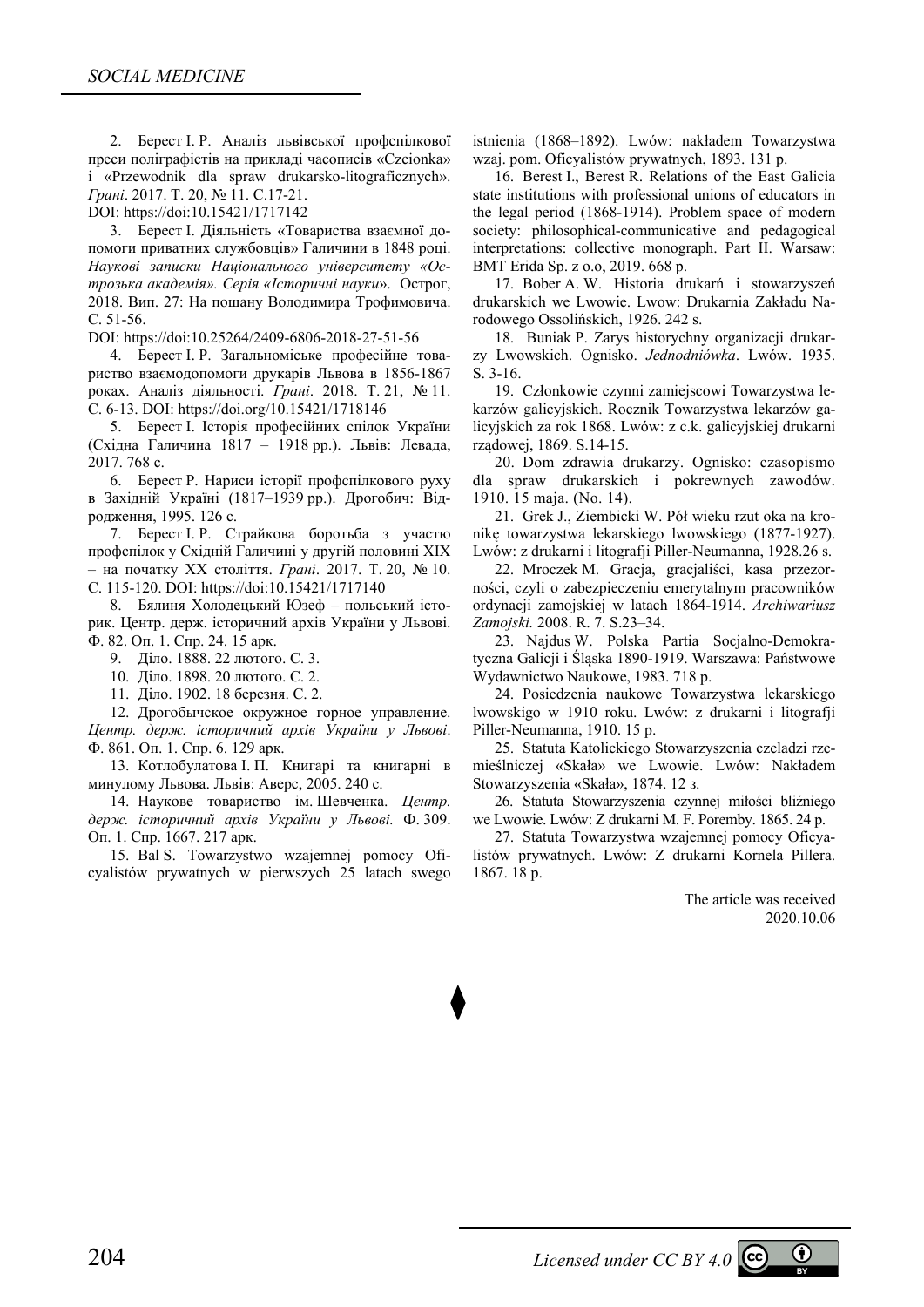2. Берест І. Р. Аналіз львівської профспілкової преси поліграфістів на прикладі часописів «Czcionka» і «Przewodnik dla spraw drukarsko-litograficznych». *Грані*. 2017. Т. 20, № 11. С.17-21. DOI: https://doi:10.15421/1717142

3. Берест І. Діяльність «Товариства взаємної допомоги приватних службовців» Галичини в 1848 році. *Наукові записки Національного університету «Острозька академія». Серія «Історичні науки»*. Острог, 2018. Вип. 27: На пошану Володимира Трофимовича. С. 51-56. DOI: https://doi:10.25264/2409-6806-2018-27-51-56

4. Берест І. Р. Загальноміське професійне товариство взаємодопомоги друкарів Львова в 1856-1867 роках. Аналіз діяльності. *Грані*. 2018. Т. 21, № 11. С. 6-13. DOI: https://doi.org/10.15421/1718146

5. Берест І. Історія професійних спілок України (Східна Галичина 1817 – 1918 рр.). Львів: Левада, 2017. 768 с.

6. Берест Р. Нариси історії профспілкового руху в Західній Україні (1817–1939 рр.). Дрогобич: Відродження, 1995. 126 с.

7. Берест І. Р. Страйкова боротьба з участю профспілок у Східній Галичині у другій половині XIX – на початку XX століття. *Грані*. 2017. Т. 20, № 10. С. 115-120. DOI: https://doi:10.15421/1717140

8. Бялиня Холодецький Юзеф – польський історик. Центр. держ. історичний архів України у Львові. Ф. 82. Оп. 1. Спр. 24. 15 арк.

9. Діло. 1888. 22 лютого. С. 3.

10. Діло. 1898. 20 лютого. С. 2.

11. Діло. 1902. 18 березня. С. 2.

12. Дрогобычское окружное горное управление. *Центр. держ. історичний архів України у Львові*. Ф. 861. Оп. 1. Спр. 6. 129 арк.

13. Котлобулатова І. П. Книгарі та книгарні в минулому Львова. Львів: Аверс, 2005. 240 с.

14. Наукове товариство ім. Шевченка. *Центр. держ. історичний архів України у Львові.* Ф. 309. Оп. 1. Спр. 1667. 217 арк.

15. Bal S. Towarzystwo wzajemnej pomocy Oficyalistów prywatnych w pierwszych 25 latach swego istnienia (1868–1892). Lwów: nakładem Towarzystwa wzaj. pom. Oficyalistów prywatnych, 1893. 131 p.

16. Berest I., Berest R. Relations of the East Galicia state institutions with professional unions of educators in the legal period (1868-1914). Problem space of modern society: philosophical-communicative and pedagogical interpretations: collective monograph. Part II. Warsaw: BMT Erida Sp. z o.o, 2019. 668 p.

17. Bober A. W. Historia drukarń i stowarzyszeń drukarskich we Lwowie. Lwow: Drukarnia Zakładu Narodowego Ossolińskich, 1926. 242 s.

18. Buniak P. Zarys historychny organizacji drukarzy Lwowskich. Ognisko. *Jednodniówka*. Lwów. 1935. S. 3-16.

19. Członkowie czynni zamiejscowi Towarzystwa lekarzów galicyjskich. Rocznik Towarzystwa lekarzów galicyjskich za rok 1868. Lwów: z c.k. galicyjskiej drukarni rządowej, 1869. S.14-15.

20. Dom zdrawia drukarzy. Ognisko: czasopismo dla spraw drukarskich i pokrewnych zawodów. 1910. 15 maja. (No. 14).

21. Grek J., Ziembicki W. Pół wieku rzut oka na kronikę towarzystwa lekarskiego lwowskiego (1877-1927). Lwów: z drukarni i litografji Piller-Neumanna, 1928.26 s.

22. Mroczek M. Gracja, gracjaliści, kasa przezorności, czyli o zabezpieczeniu emerytalnym pracowników ordynacji zamojskiej w latach 1864-1914. *Archiwariusz Zamojski.* 2008. R. 7. S.23–34.

23. Najdus W. Polska Partia Socjalno-Demokratyczna Galicji i Śląska 1890-1919. Warszawa: Państwowe Wydawnictwo Naukowe, 1983. 718 p.

24. Posiedzenia naukowe Towarzystwa lekarskiego lwowskigo w 1910 roku. Lwów: z drukarni i litografji Piller-Neumanna, 1910. 15 p.

25. Statuta Katolickiego Stowarzyszenia czeladzi rzemieślniczej «Skała» we Lwowie. Lwów: Nakładem Stowarzyszenia «Skała», 1874. 12 з.

26. Statuta Stowarzyszenia czynnej miłości bliźniego we Lwowie. Lwów: Z drukarni M. F. Poremby. 1865. 24 p.

27. Statuta Towarzystwa wzajemnej pomocy Oficyalistów prywatnych. Lwów: Z drukarni Kornela Pillera. 1867. 18 p.

The article was received 2020.10.06